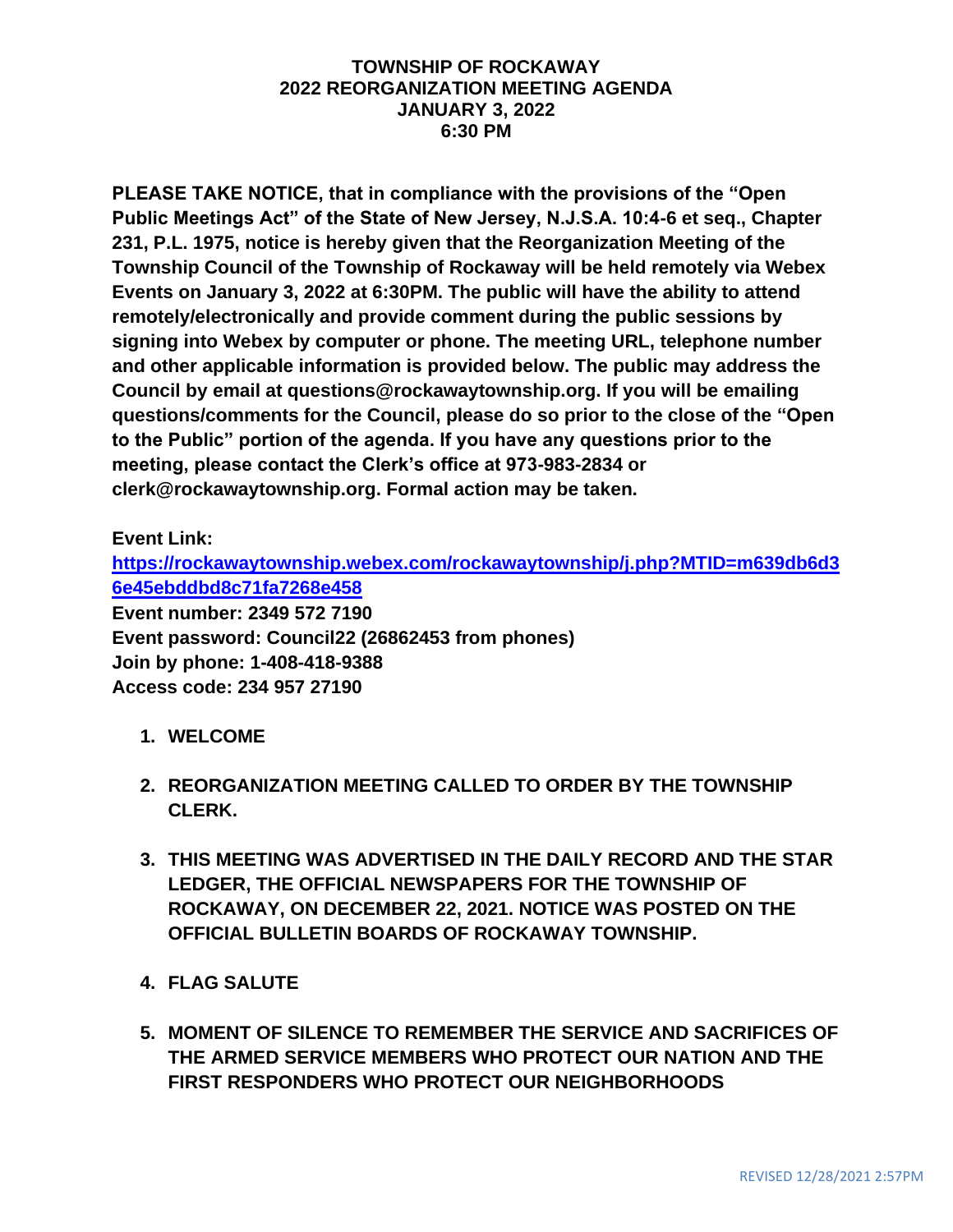# TOWNSHIP OF ROCKAWAY
# 2022 REORGANIZATION MEETING AGENDA
# JANUARY 3, 2022
# 6:30 PM

**PLEASE TAKE NOTICE, that in compliance with the provisions of the "Open Public Meetings Act" of the State of New Jersey, N.J.S.A. 10:4-6 et seq., Chapter 231, P.L. 1975, notice is hereby given that the Reorganization Meeting of the Township Council of the Township of Rockaway will be held remotely via Webex Events on January 3, 2022 at 6:30PM. The public will have the ability to attend remotely/electronically and provide comment during the public sessions by signing into Webex by computer or phone. The meeting URL, telephone number and other applicable information is provided below. The public may address the Council by email at questions@rockawaytownship.org. If you will be emailing questions/comments for the Council, please do so prior to the close of the "Open to the Public" portion of the agenda. If you have any questions prior to the meeting, please contact the Clerk's office at 973-983-2834 or clerk@rockawaytownship.org. Formal action may be taken.**

**Event Link:**
**[https://rockawaytownship.webex.com/rockawaytownship/j.php?MTID=m639db6d36e45ebddbd8c71fa7268e458](https://rockawaytownship.webex.com/rockawaytownship/j.php?MTID=m639db6d36e45ebddbd8c71fa7268e458)**
**Event number: 2349 572 7190**
**Event password: Council22 (26862453 from phones)**
**Join by phone: 1-408-418-9388**
**Access code: 234 957 27190**

1. **WELCOME**

2. **REORGANIZATION MEETING CALLED TO ORDER BY THE TOWNSHIP CLERK.**

3. **THIS MEETING WAS ADVERTISED IN THE DAILY RECORD AND THE STAR LEDGER, THE OFFICIAL NEWSPAPERS FOR THE TOWNSHIP OF ROCKAWAY, ON DECEMBER 22, 2021. NOTICE WAS POSTED ON THE OFFICIAL BULLETIN BOARDS OF ROCKAWAY TOWNSHIP.**

4. **FLAG SALUTE**

5. **MOMENT OF SILENCE TO REMEMBER THE SERVICE AND SACRIFICES OF THE ARMED SERVICE MEMBERS WHO PROTECT OUR NATION AND THE FIRST RESPONDERS WHO PROTECT OUR NEIGHBORHOODS**

REVISED 12/28/2021 2:57PM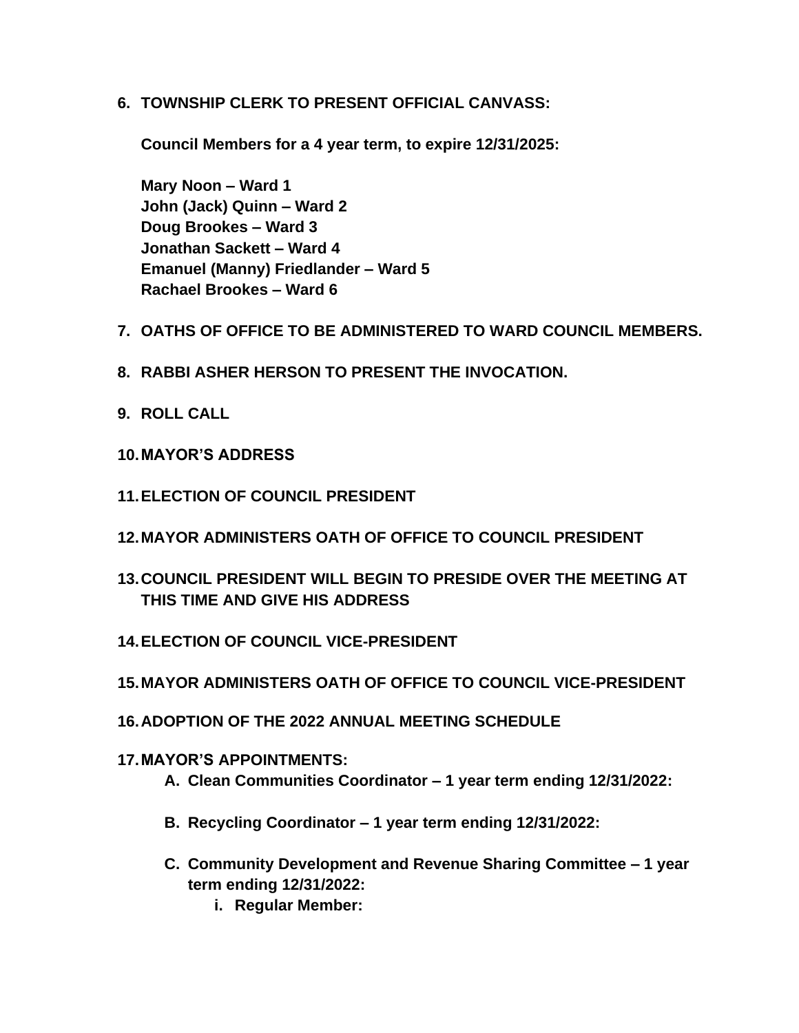6. **TOWNSHIP CLERK TO PRESENT OFFICIAL CANVASS:**

   **Council Members for a 4 year term, to expire 12/31/2025:**

   **Mary Noon – Ward 1**
   **John (Jack) Quinn – Ward 2**
   **Doug Brookes – Ward 3**
   **Jonathan Sackett – Ward 4**
   **Emanuel (Manny) Friedlander – Ward 5**
   **Rachael Brookes – Ward 6**

7. **OATHS OF OFFICE TO BE ADMINISTERED TO WARD COUNCIL MEMBERS.**

8. **RABBI ASHER HERSON TO PRESENT THE INVOCATION.**

9. **ROLL CALL**

10. **MAYOR'S ADDRESS**

11. **ELECTION OF COUNCIL PRESIDENT**

12. **MAYOR ADMINISTERS OATH OF OFFICE TO COUNCIL PRESIDENT**

13. **COUNCIL PRESIDENT WILL BEGIN TO PRESIDE OVER THE MEETING AT THIS TIME AND GIVE HIS ADDRESS**

14. **ELECTION OF COUNCIL VICE-PRESIDENT**

15. **MAYOR ADMINISTERS OATH OF OFFICE TO COUNCIL VICE-PRESIDENT**

16. **ADOPTION OF THE 2022 ANNUAL MEETING SCHEDULE**

17. **MAYOR'S APPOINTMENTS:**
    A. **Clean Communities Coordinator – 1 year term ending 12/31/2022:**

    B. **Recycling Coordinator – 1 year term ending 12/31/2022:**

    C. **Community Development and Revenue Sharing Committee – 1 year term ending 12/31/2022:**
       i. **Regular Member:**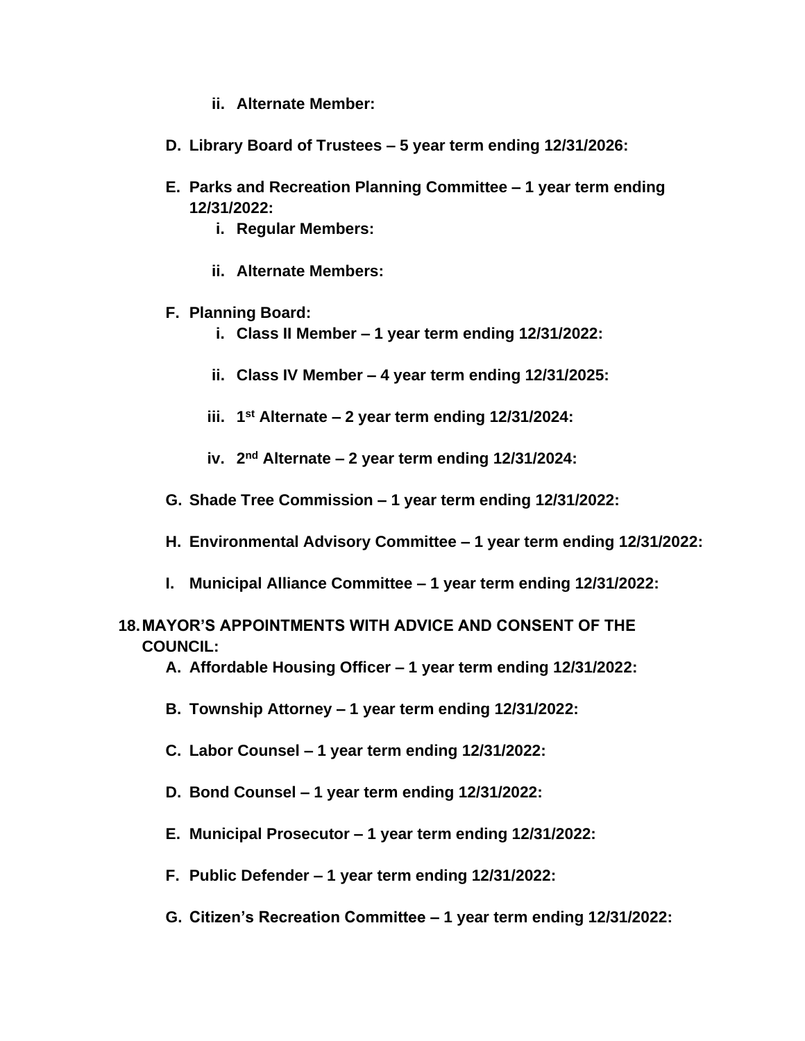- **ii. Alternate Member:**

- **D. Library Board of Trustees – 5 year term ending 12/31/2026:**

- **E. Parks and Recreation Planning Committee – 1 year term ending 12/31/2022:**
   - **i. Regular Members:**

   - **ii. Alternate Members:**

- **F. Planning Board:**
   - **i. Class II Member – 1 year term ending 12/31/2022:**

   - **ii. Class IV Member – 4 year term ending 12/31/2025:**

   - **iii. 1st Alternate – 2 year term ending 12/31/2024:**

   - **iv. 2nd Alternate – 2 year term ending 12/31/2024:**

- **G. Shade Tree Commission – 1 year term ending 12/31/2022:**

- **H. Environmental Advisory Committee – 1 year term ending 12/31/2022:**

- **I. Municipal Alliance Committee – 1 year term ending 12/31/2022:**

**18. MAYOR'S APPOINTMENTS WITH ADVICE AND CONSENT OF THE COUNCIL:**

- **A. Affordable Housing Officer – 1 year term ending 12/31/2022:**

- **B. Township Attorney – 1 year term ending 12/31/2022:**

- **C. Labor Counsel – 1 year term ending 12/31/2022:**

- **D. Bond Counsel – 1 year term ending 12/31/2022:**

- **E. Municipal Prosecutor – 1 year term ending 12/31/2022:**

- **F. Public Defender – 1 year term ending 12/31/2022:**

- **G. Citizen's Recreation Committee – 1 year term ending 12/31/2022:**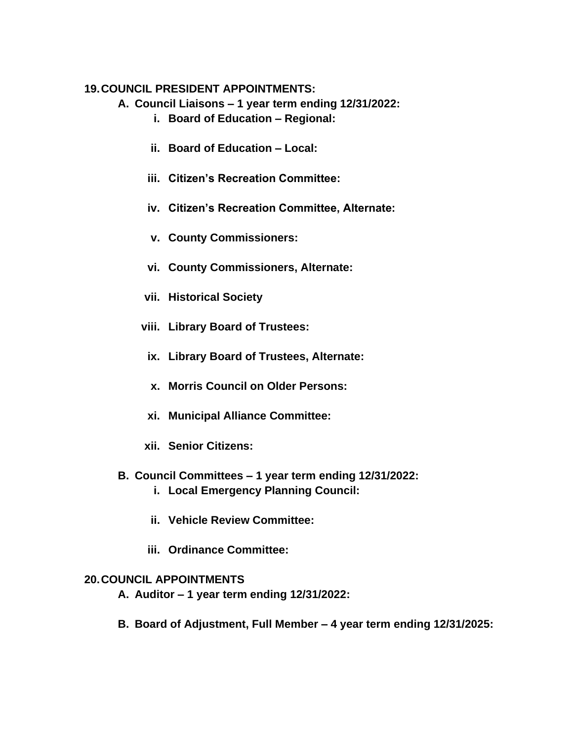**19. COUNCIL PRESIDENT APPOINTMENTS:**

- **A. Council Liaisons – 1 year term ending 12/31/2022:**
  - **i. Board of Education – Regional:**
  - **ii. Board of Education – Local:**
  - **iii. Citizen's Recreation Committee:**
  - **iv. Citizen's Recreation Committee, Alternate:**
  - **v. County Commissioners:**
  - **vi. County Commissioners, Alternate:**
  - **vii. Historical Society**
  - **viii. Library Board of Trustees:**
  - **ix. Library Board of Trustees, Alternate:**
  - **x. Morris Council on Older Persons:**
  - **xi. Municipal Alliance Committee:**
  - **xii. Senior Citizens:**
- **B. Council Committees – 1 year term ending 12/31/2022:**
  - **i. Local Emergency Planning Council:**
  - **ii. Vehicle Review Committee:**
  - **iii. Ordinance Committee:**

**20. COUNCIL APPOINTMENTS**

- **A. Auditor – 1 year term ending 12/31/2022:**
- **B. Board of Adjustment, Full Member – 4 year term ending 12/31/2025:**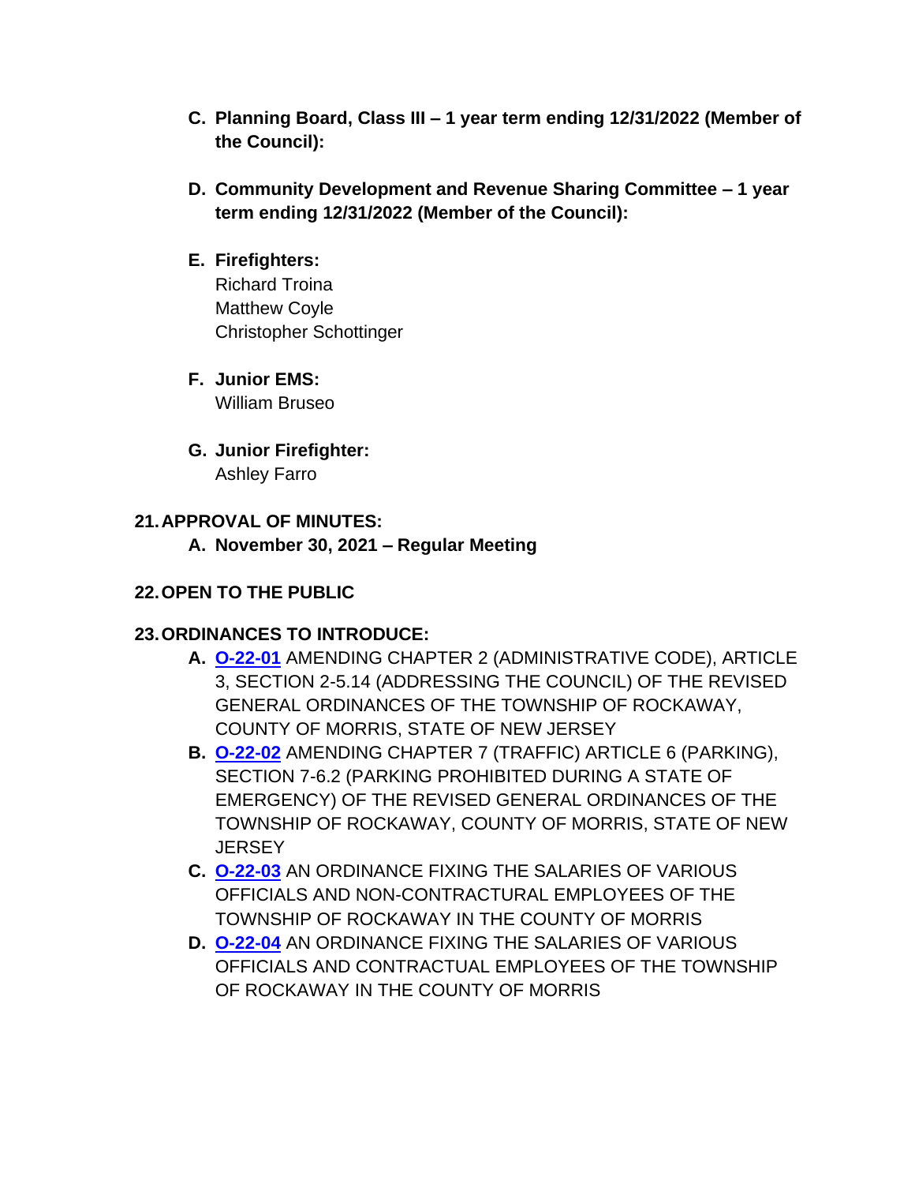C. **Planning Board, Class III – 1 year term ending 12/31/2022 (Member of the Council):**

D. **Community Development and Revenue Sharing Committee – 1 year term ending 12/31/2022 (Member of the Council):**

E. **Firefighters:**
   Richard Troina
   Matthew Coyle
   Christopher Schottinger

F. **Junior EMS:**
   William Bruseo

G. **Junior Firefighter:**
   Ashley Farro

**21. APPROVAL OF MINUTES:**

A. **November 30, 2021 – Regular Meeting**

**22. OPEN TO THE PUBLIC**

**23. ORDINANCES TO INTRODUCE:**

A. **O-22-01** AMENDING CHAPTER 2 (ADMINISTRATIVE CODE), ARTICLE 3, SECTION 2-5.14 (ADDRESSING THE COUNCIL) OF THE REVISED GENERAL ORDINANCES OF THE TOWNSHIP OF ROCKAWAY, COUNTY OF MORRIS, STATE OF NEW JERSEY

B. **O-22-02** AMENDING CHAPTER 7 (TRAFFIC) ARTICLE 6 (PARKING), SECTION 7-6.2 (PARKING PROHIBITED DURING A STATE OF EMERGENCY) OF THE REVISED GENERAL ORDINANCES OF THE TOWNSHIP OF ROCKAWAY, COUNTY OF MORRIS, STATE OF NEW JERSEY

C. **O-22-03** AN ORDINANCE FIXING THE SALARIES OF VARIOUS OFFICIALS AND NON-CONTRACTURAL EMPLOYEES OF THE TOWNSHIP OF ROCKAWAY IN THE COUNTY OF MORRIS

D. **O-22-04** AN ORDINANCE FIXING THE SALARIES OF VARIOUS OFFICIALS AND CONTRACTUAL EMPLOYEES OF THE TOWNSHIP OF ROCKAWAY IN THE COUNTY OF MORRIS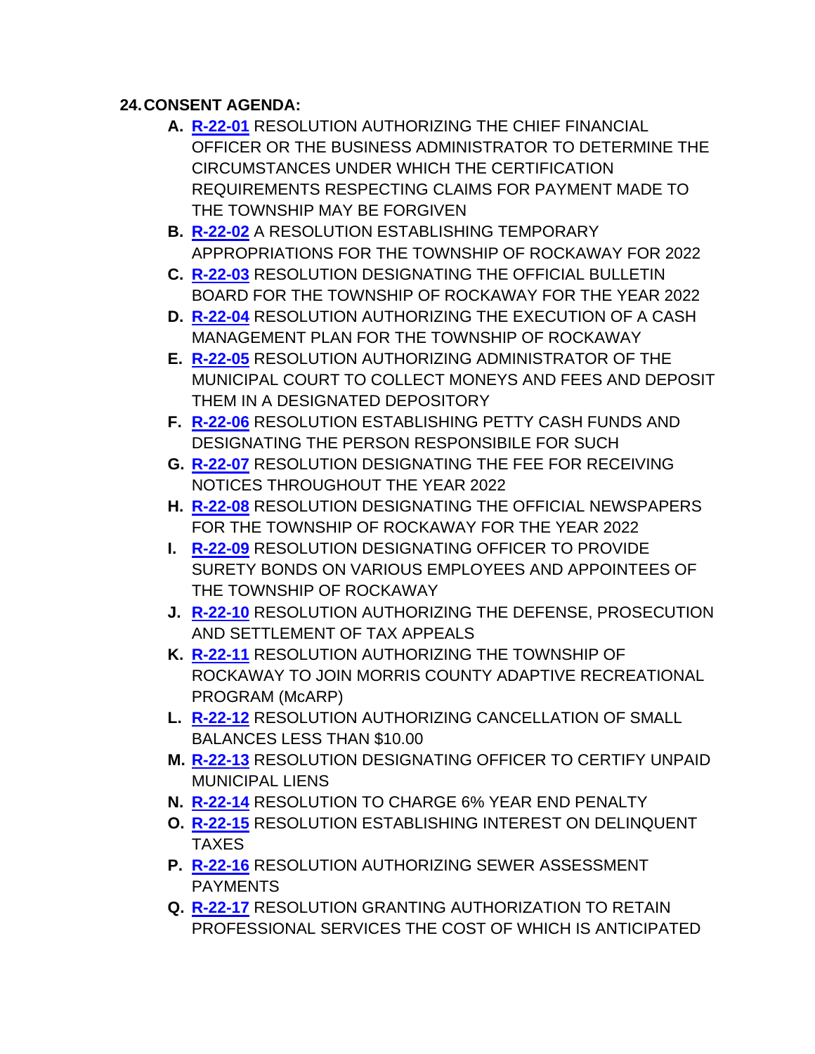**24. CONSENT AGENDA:**

- **A.** **R-22-01** RESOLUTION AUTHORIZING THE CHIEF FINANCIAL OFFICER OR THE BUSINESS ADMINISTRATOR TO DETERMINE THE CIRCUMSTANCES UNDER WHICH THE CERTIFICATION REQUIREMENTS RESPECTING CLAIMS FOR PAYMENT MADE TO THE TOWNSHIP MAY BE FORGIVEN
- **B.** **R-22-02** A RESOLUTION ESTABLISHING TEMPORARY APPROPRIATIONS FOR THE TOWNSHIP OF ROCKAWAY FOR 2022
- **C.** **R-22-03** RESOLUTION DESIGNATING THE OFFICIAL BULLETIN BOARD FOR THE TOWNSHIP OF ROCKAWAY FOR THE YEAR 2022
- **D.** **R-22-04** RESOLUTION AUTHORIZING THE EXECUTION OF A CASH MANAGEMENT PLAN FOR THE TOWNSHIP OF ROCKAWAY
- **E.** **R-22-05** RESOLUTION AUTHORIZING ADMINISTRATOR OF THE MUNICIPAL COURT TO COLLECT MONEYS AND FEES AND DEPOSIT THEM IN A DESIGNATED DEPOSITORY
- **F.** **R-22-06** RESOLUTION ESTABLISHING PETTY CASH FUNDS AND DESIGNATING THE PERSON RESPONSIBILE FOR SUCH
- **G.** **R-22-07** RESOLUTION DESIGNATING THE FEE FOR RECEIVING NOTICES THROUGHOUT THE YEAR 2022
- **H.** **R-22-08** RESOLUTION DESIGNATING THE OFFICIAL NEWSPAPERS FOR THE TOWNSHIP OF ROCKAWAY FOR THE YEAR 2022
- **I.** **R-22-09** RESOLUTION DESIGNATING OFFICER TO PROVIDE SURETY BONDS ON VARIOUS EMPLOYEES AND APPOINTEES OF THE TOWNSHIP OF ROCKAWAY
- **J.** **R-22-10** RESOLUTION AUTHORIZING THE DEFENSE, PROSECUTION AND SETTLEMENT OF TAX APPEALS
- **K.** **R-22-11** RESOLUTION AUTHORIZING THE TOWNSHIP OF ROCKAWAY TO JOIN MORRIS COUNTY ADAPTIVE RECREATIONAL PROGRAM (McARP)
- **L.** **R-22-12** RESOLUTION AUTHORIZING CANCELLATION OF SMALL BALANCES LESS THAN $10.00
- **M.** **R-22-13** RESOLUTION DESIGNATING OFFICER TO CERTIFY UNPAID MUNICIPAL LIENS
- **N.** **R-22-14** RESOLUTION TO CHARGE 6% YEAR END PENALTY
- **O.** **R-22-15** RESOLUTION ESTABLISHING INTEREST ON DELINQUENT TAXES
- **P.** **R-22-16** RESOLUTION AUTHORIZING SEWER ASSESSMENT PAYMENTS
- **Q.** **R-22-17** RESOLUTION GRANTING AUTHORIZATION TO RETAIN PROFESSIONAL SERVICES THE COST OF WHICH IS ANTICIPATED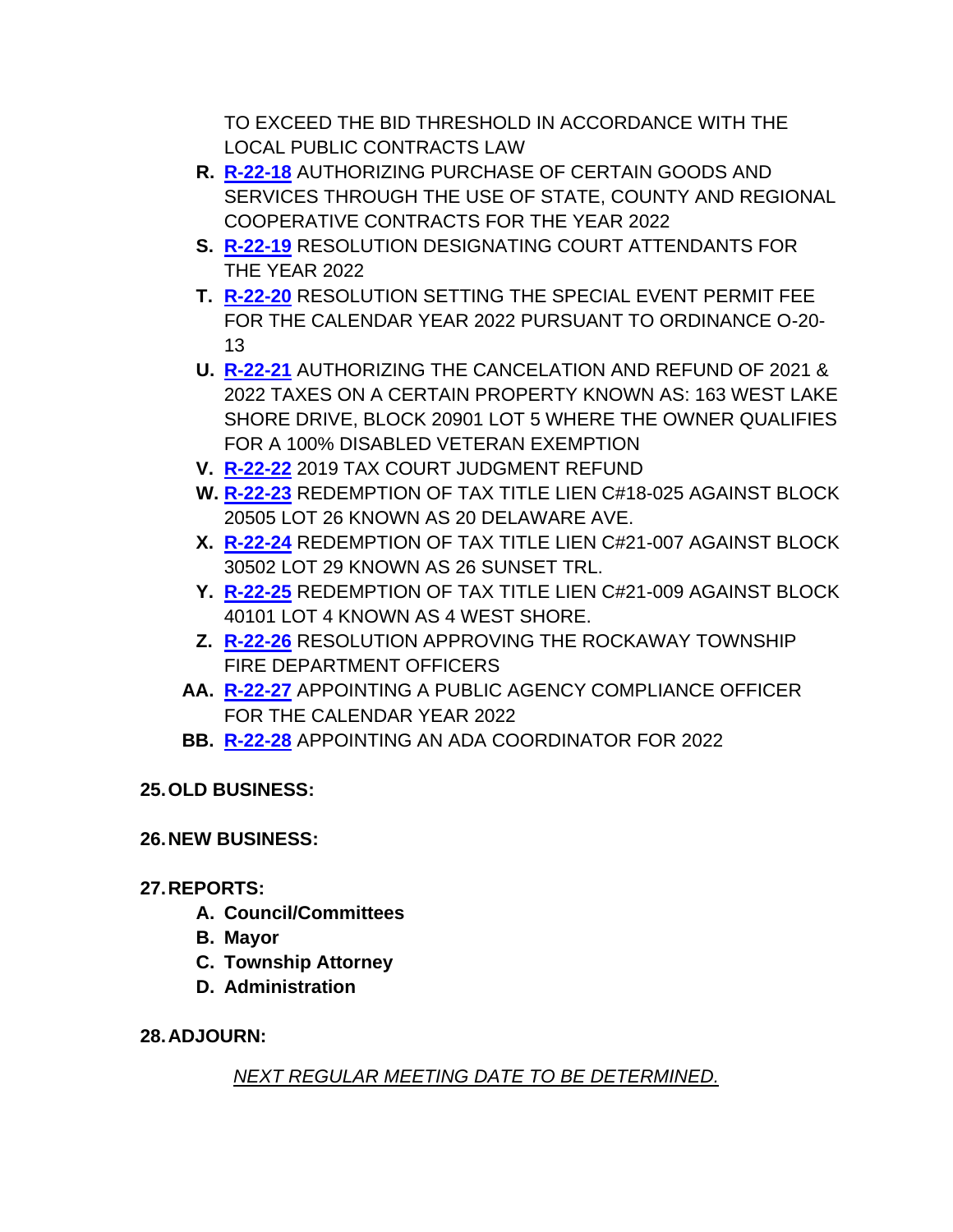TO EXCEED THE BID THRESHOLD IN ACCORDANCE WITH THE LOCAL PUBLIC CONTRACTS LAW

- **R.** R-22-18 AUTHORIZING PURCHASE OF CERTAIN GOODS AND SERVICES THROUGH THE USE OF STATE, COUNTY AND REGIONAL COOPERATIVE CONTRACTS FOR THE YEAR 2022
- **S.** R-22-19 RESOLUTION DESIGNATING COURT ATTENDANTS FOR THE YEAR 2022
- **T.** R-22-20 RESOLUTION SETTING THE SPECIAL EVENT PERMIT FEE FOR THE CALENDAR YEAR 2022 PURSUANT TO ORDINANCE O-20-13
- **U.** R-22-21 AUTHORIZING THE CANCELATION AND REFUND OF 2021 & 2022 TAXES ON A CERTAIN PROPERTY KNOWN AS: 163 WEST LAKE SHORE DRIVE, BLOCK 20901 LOT 5 WHERE THE OWNER QUALIFIES FOR A 100% DISABLED VETERAN EXEMPTION
- **V.** R-22-22 2019 TAX COURT JUDGMENT REFUND
- **W.** R-22-23 REDEMPTION OF TAX TITLE LIEN C#18-025 AGAINST BLOCK 20505 LOT 26 KNOWN AS 20 DELAWARE AVE.
- **X.** R-22-24 REDEMPTION OF TAX TITLE LIEN C#21-007 AGAINST BLOCK 30502 LOT 29 KNOWN AS 26 SUNSET TRL.
- **Y.** R-22-25 REDEMPTION OF TAX TITLE LIEN C#21-009 AGAINST BLOCK 40101 LOT 4 KNOWN AS 4 WEST SHORE.
- **Z.** R-22-26 RESOLUTION APPROVING THE ROCKAWAY TOWNSHIP FIRE DEPARTMENT OFFICERS
- **AA.** R-22-27 APPOINTING A PUBLIC AGENCY COMPLIANCE OFFICER FOR THE CALENDAR YEAR 2022
- **BB.** R-22-28 APPOINTING AN ADA COORDINATOR FOR 2022

**25. OLD BUSINESS:**

**26. NEW BUSINESS:**

**27. REPORTS:**

- **A. Council/Committees**
- **B. Mayor**
- **C. Township Attorney**
- **D. Administration**

**28. ADJOURN:**

*NEXT REGULAR MEETING DATE TO BE DETERMINED.*